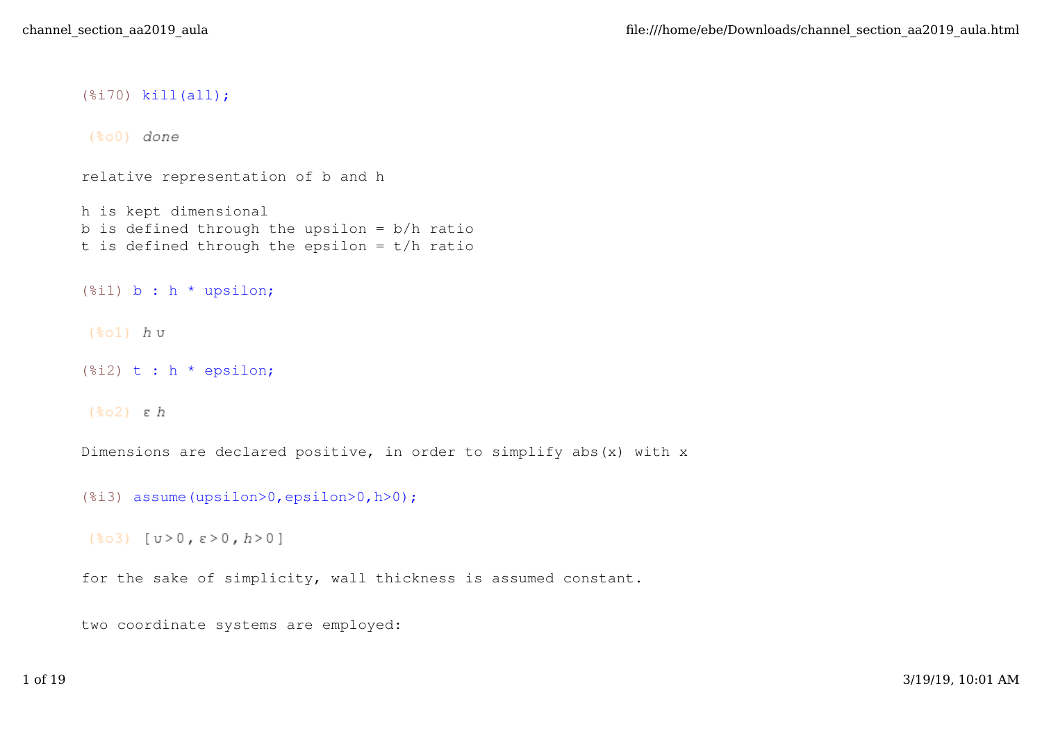```
(%i70) kill(all);
```

(%o0) *done*

relative representation of b and h

h is kept dimensional
b is defined through the upsilon = b/h ratio
t is defined through the epsilon = t/h ratio

```
(%i1) b : h * upsilon;
```

(%o1) $h\,\upsilon$

```
(%i2) t : h * epsilon;
```

(%o2) $\varepsilon\,h$

Dimensions are declared positive, in order to simplify abs(x) with x

```
(%i3) assume(upsilon>0,epsilon>0,h>0);
```

(%o3) $[\upsilon > 0 , \varepsilon > 0 , h > 0]$

for the sake of simplicity, wall thickness is assumed constant.

two coordinate systems are employed: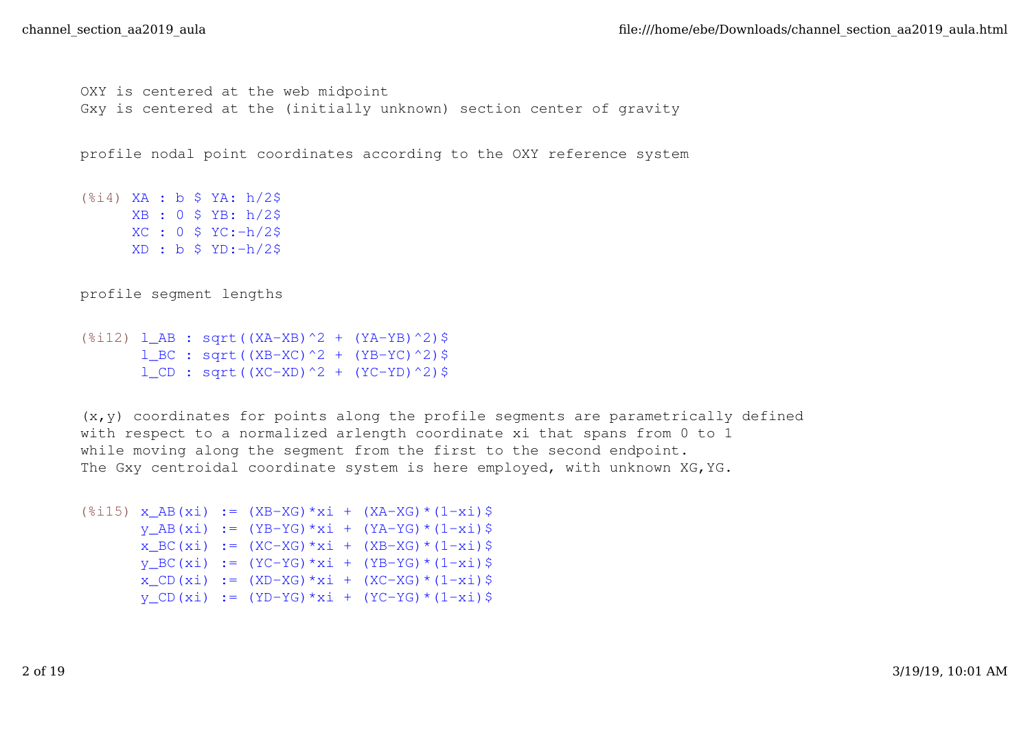OXY is centered at the web midpoint
Gxy is centered at the (initially unknown) section center of gravity

profile nodal point coordinates according to the OXY reference system

```
(%i4) XA : b $ YA: h/2$
      XB : 0 $ YB: h/2$
      XC : 0 $ YC:-h/2$
      XD : b $ YD:-h/2$
```

profile segment lengths

```
(%i12) l_AB : sqrt((XA-XB)^2 + (YA-YB)^2)$
       l_BC : sqrt((XB-XC)^2 + (YB-YC)^2)$
       l_CD : sqrt((XC-XD)^2 + (YC-YD)^2)$
```

(x,y) coordinates for points along the profile segments are parametrically defined
with respect to a normalized arlength coordinate xi that spans from 0 to 1
while moving along the segment from the first to the second endpoint.
The Gxy centroidal coordinate system is here employed, with unknown XG,YG.

```
(%i15) x_AB(xi) := (XB-XG)*xi + (XA-XG)*(1-xi)$
       y_AB(xi) := (YB-YG)*xi + (YA-YG)*(1-xi)$
       x_BC(xi) := (XC-XG)*xi + (XB-XG)*(1-xi)$
       y_BC(xi) := (YC-YG)*xi + (YB-YG)*(1-xi)$
       x_CD(xi) := (XD-XG)*xi + (XC-XG)*(1-xi)$
       y_CD(xi) := (YD-YG)*xi + (YC-YG)*(1-xi)$
```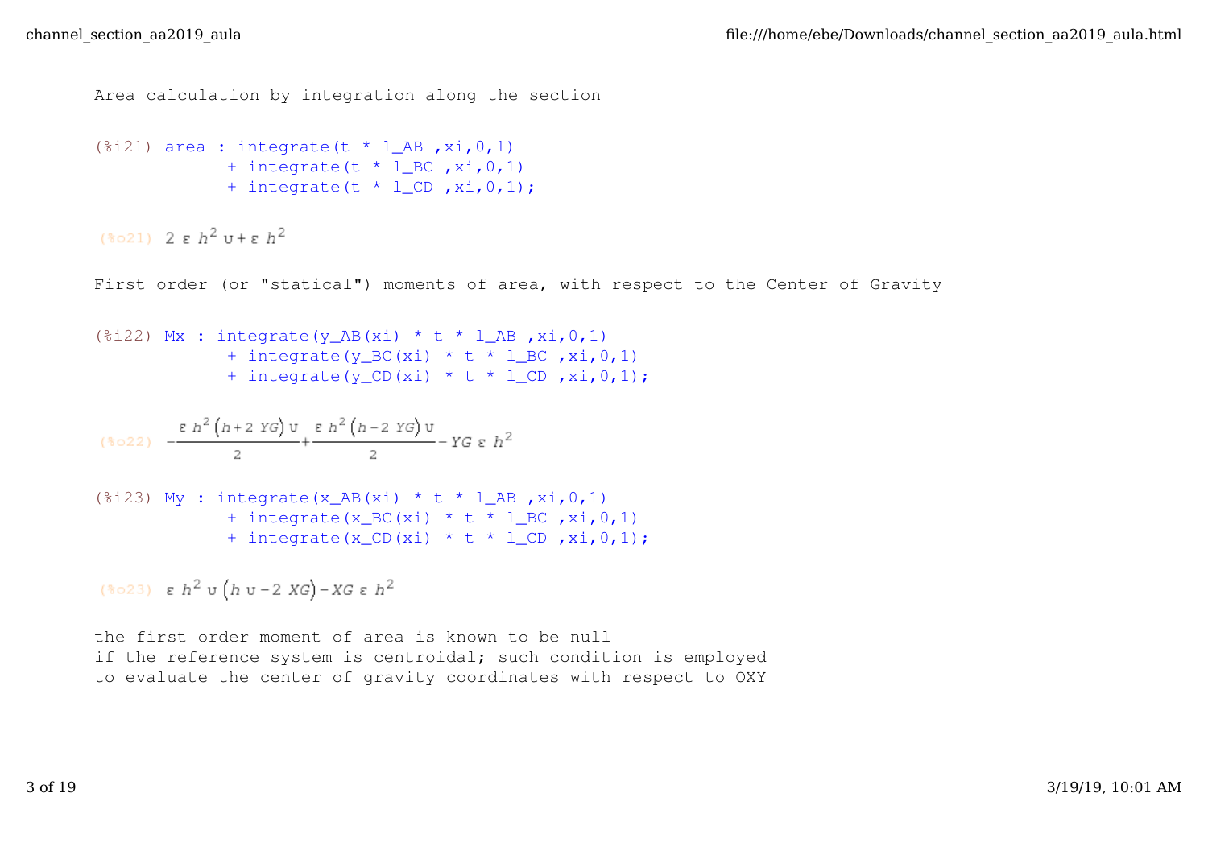Area calculation by integration along the section

```
(%i21) area : integrate(t * l_AB ,xi,0,1)
            + integrate(t * l_BC ,xi,0,1)
            + integrate(t * l_CD ,xi,0,1);
```

(%o21) $2\,\varepsilon\,h^2\,\upsilon+\varepsilon\,h^2$

First order (or "statical") moments of area, with respect to the Center of Gravity

```
(%i22) Mx : integrate(y_AB(xi) * t * l_AB ,xi,0,1)
            + integrate(y_BC(xi) * t * l_BC ,xi,0,1)
            + integrate(y_CD(xi) * t * l_CD ,xi,0,1);
```

(%o22) $-\dfrac{\varepsilon\,h^2\left(h+2\,YG\right)\upsilon}{2}+\dfrac{\varepsilon\,h^2\left(h-2\,YG\right)\upsilon}{2}-YG\,\varepsilon\,h^2$

```
(%i23) My : integrate(x_AB(xi) * t * l_AB ,xi,0,1)
            + integrate(x_BC(xi) * t * l_BC ,xi,0,1)
            + integrate(x_CD(xi) * t * l_CD ,xi,0,1);
```

(%o23) $\varepsilon\,h^2\,\upsilon\left(h\,\upsilon-2\,XG\right)-XG\,\varepsilon\,h^2$

the first order moment of area is known to be null
if the reference system is centroidal; such condition is employed
to evaluate the center of gravity coordinates with respect to OXY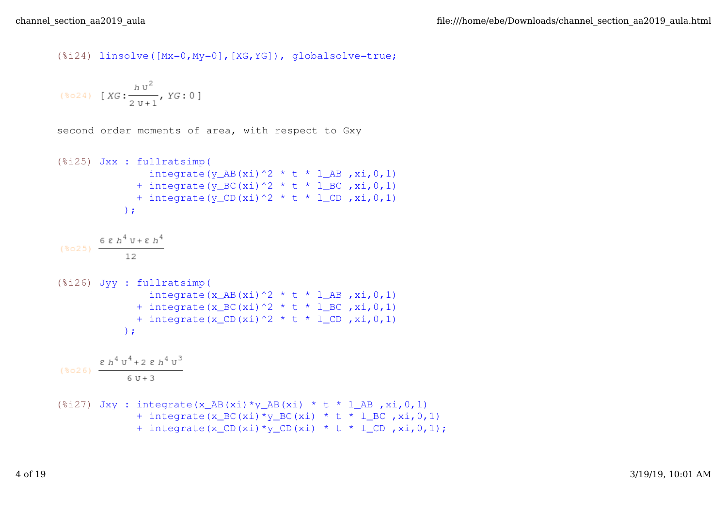```
(%i24) linsolve([Mx=0,My=0],[XG,YG]), globalsolve=true;
```

$$(\%o24)\quad [\,XG : \frac{h\,\upsilon^2}{2\,\upsilon+1},\; YG : 0\,]$$

second order moments of area, with respect to Gxy

```
(%i25) Jxx : fullratsimp(
             integrate(y_AB(xi)^2 * t * l_AB ,xi,0,1)
           + integrate(y_BC(xi)^2 * t * l_BC ,xi,0,1)
           + integrate(y_CD(xi)^2 * t * l_CD ,xi,0,1)
         );
```

$$(\%o25)\quad \frac{6\,\varepsilon\,h^4\,\upsilon+\varepsilon\,h^4}{12}$$

```
(%i26) Jyy : fullratsimp(
             integrate(x_AB(xi)^2 * t * l_AB ,xi,0,1)
           + integrate(x_BC(xi)^2 * t * l_BC ,xi,0,1)
           + integrate(x_CD(xi)^2 * t * l_CD ,xi,0,1)
         );
```

$$(\%o26)\quad \frac{\varepsilon\,h^4\,\upsilon^4+2\,\varepsilon\,h^4\,\upsilon^3}{6\,\upsilon+3}$$

```
(%i27) Jxy : integrate(x_AB(xi)*y_AB(xi) * t * l_AB ,xi,0,1)
           + integrate(x_BC(xi)*y_BC(xi) * t * l_BC ,xi,0,1)
           + integrate(x_CD(xi)*y_CD(xi) * t * l_CD ,xi,0,1);
```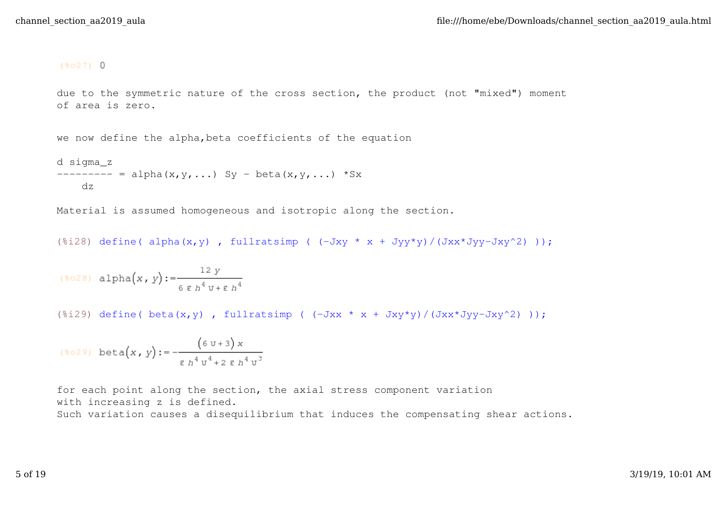(%o27) 0

due to the symmetric nature of the cross section, the product (not "mixed") moment of area is zero.

we now define the alpha,beta coefficients of the equation

```
d sigma_z
--------- = alpha(x,y,...) Sy - beta(x,y,...) *Sx
    dz
```

Material is assumed homogeneous and isotropic along the section.

```
(%i28) define( alpha(x,y) , fullratsimp ( (-Jxy * x + Jyy*y)/(Jxx*Jyy-Jxy^2) ));
```

(%o28) $\mathrm{alpha}(x, y) := \frac{12\, y}{6\, \varepsilon\, h^4\, \upsilon + \varepsilon\, h^4}$

```
(%i29) define( beta(x,y) , fullratsimp ( (-Jxx * x + Jxy*y)/(Jxx*Jyy-Jxy^2) ));
```

(%o29) $\mathrm{beta}(x, y) := -\frac{(6\, \upsilon + 3)\, x}{\varepsilon\, h^4\, \upsilon^4 + 2\, \varepsilon\, h^4\, \upsilon^3}$

for each point along the section, the axial stress component variation with increasing z is defined.
Such variation causes a disequilibrium that induces the compensating shear actions.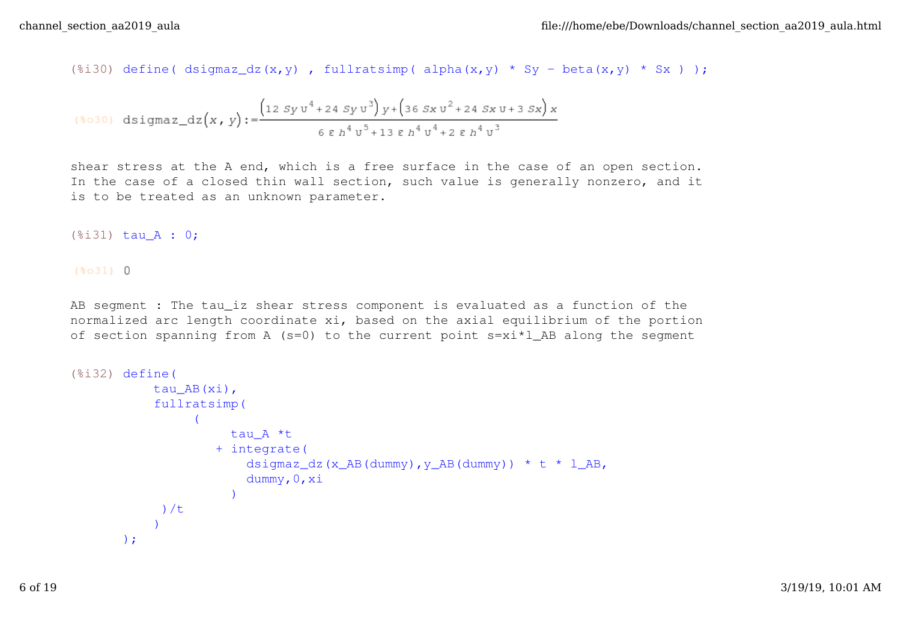```
(%i30) define( dsigmaz_dz(x,y) , fullratsimp( alpha(x,y) * Sy - beta(x,y) * Sx ) );
```

(%o30) $$\mathrm{dsigmaz\_dz}(x,y):=\frac{\left(12\,Sy\,\upsilon^4+24\,Sy\,\upsilon^3\right)y+\left(36\,Sx\,\upsilon^2+24\,Sx\,\upsilon+3\,Sx\right)x}{6\,\varepsilon\,h^4\,\upsilon^5+13\,\varepsilon\,h^4\,\upsilon^4+2\,\varepsilon\,h^4\,\upsilon^3}$$

shear stress at the A end, which is a free surface in the case of an open section. In the case of a closed thin wall section, such value is generally nonzero, and it is to be treated as an unknown parameter.

```
(%i31) tau_A : 0;
```

(%o31) 0

AB segment : The tau_iz shear stress component is evaluated as a function of the normalized arc length coordinate xi, based on the axial equilibrium of the portion of section spanning from A (s=0) to the current point s=xi*l_AB along the segment

```
(%i32) define(
          tau_AB(xi),
          fullratsimp(
               (
                    tau_A *t
                  + integrate(
                      dsigmaz_dz(x_AB(dummy),y_AB(dummy)) * t * l_AB,
                      dummy,0,xi
                    )
           )/t
          )
       );
```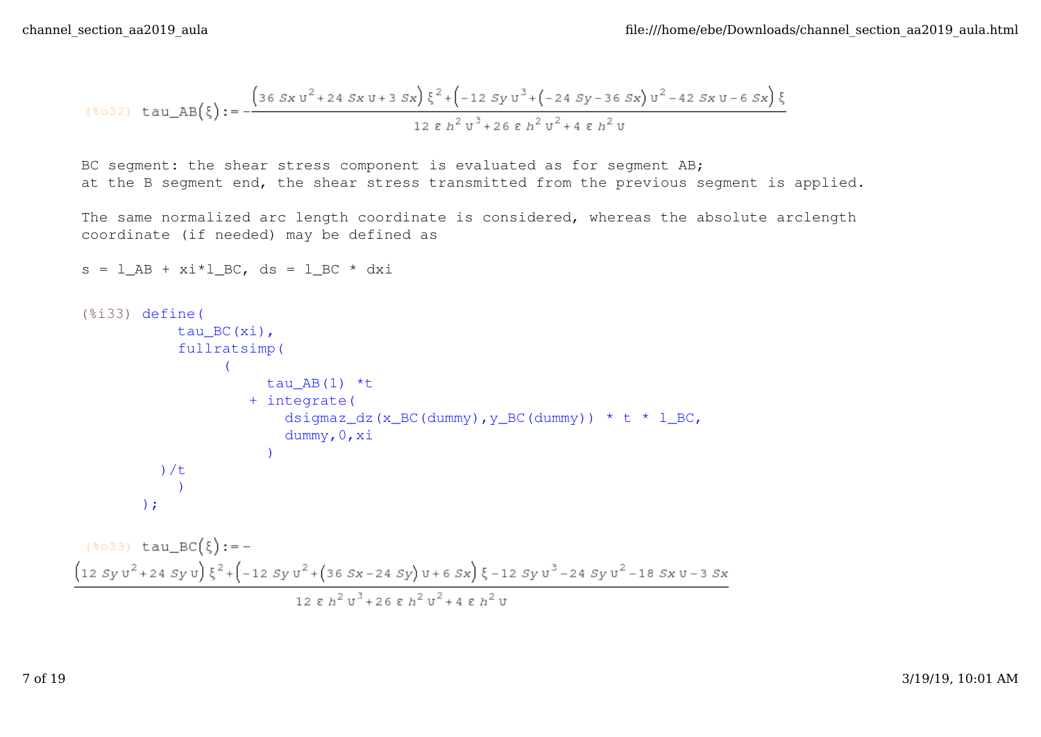(%o32) $\text{tau\_AB}(\xi) := -\dfrac{\left(36\, Sx\, \upsilon^2 + 24\, Sx\, \upsilon + 3\, Sx\right)\xi^2 + \left(-12\, Sy\, \upsilon^3 + \left(-24\, Sy - 36\, Sx\right)\upsilon^2 - 42\, Sx\, \upsilon - 6\, Sx\right)\xi}{12\,\varepsilon\, h^2 \upsilon^3 + 26\,\varepsilon\, h^2 \upsilon^2 + 4\,\varepsilon\, h^2 \upsilon}$

```
BC segment: the shear stress component is evaluated as for segment AB;
at the B segment end, the shear stress transmitted from the previous segment is applied.

The same normalized arc length coordinate is considered, whereas the absolute arclength
coordinate (if needed) may be defined as

s = l_AB + xi*l_BC, ds = l_BC * dxi
```

```
(%i33) define(
          tau_BC(xi),
          fullratsimp(
               (
                    tau_AB(1) *t
                  + integrate(
                      dsigmaz_dz(x_BC(dummy),y_BC(dummy)) * t * l_BC,
                      dummy,0,xi
                    )
         )/t
           )
       );
```

(%o33) $\text{tau\_BC}(\xi) := -\dfrac{\left(12\, Sy\, \upsilon^2 + 24\, Sy\, \upsilon\right)\xi^2 + \left(-12\, Sy\, \upsilon^2 + \left(36\, Sx - 24\, Sy\right)\upsilon + 6\, Sx\right)\xi - 12\, Sy\, \upsilon^3 - 24\, Sy\, \upsilon^2 - 18\, Sx\, \upsilon - 3\, Sx}{12\,\varepsilon\, h^2 \upsilon^3 + 26\,\varepsilon\, h^2 \upsilon^2 + 4\,\varepsilon\, h^2 \upsilon}$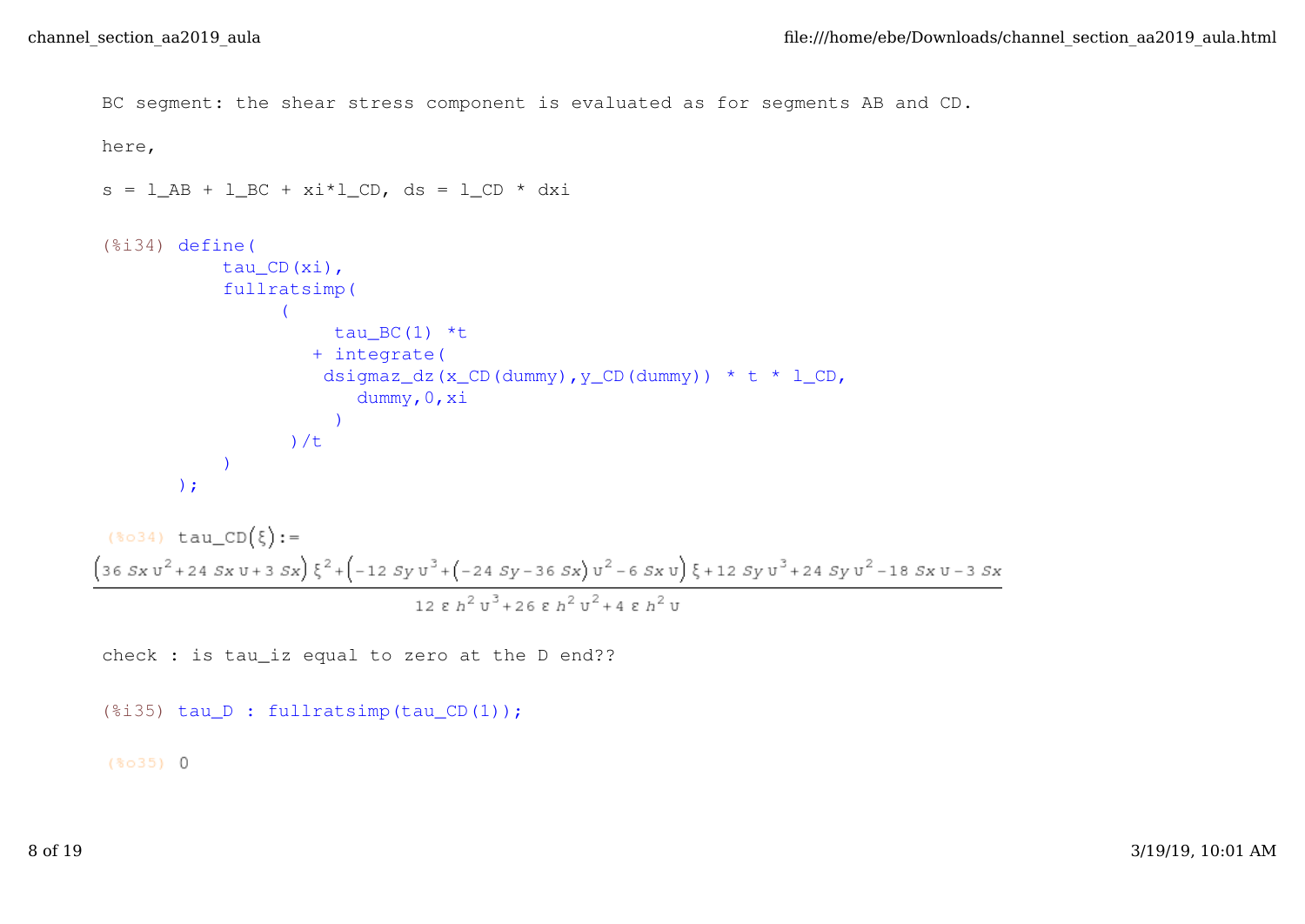BC segment: the shear stress component is evaluated as for segments AB and CD.

here,

s = l_AB + l_BC + xi*l_CD, ds = l_CD * dxi

```
(%i34) define(
          tau_CD(xi),
          fullratsimp(
               (
                    tau_BC(1) *t
                  + integrate(
                    dsigmaz_dz(x_CD(dummy),y_CD(dummy)) * t * l_CD,
                       dummy,0,xi
                    )
               )/t
          )
       );
```

(%o34) tau_CD($\xi$):=

$$\frac{\left(36\,Sx\,\upsilon^2+24\,Sx\,\upsilon+3\,Sx\right)\xi^2+\left(-12\,Sy\,\upsilon^3+\left(-24\,Sy-36\,Sx\right)\upsilon^2-6\,Sx\,\upsilon\right)\xi+12\,Sy\,\upsilon^3+24\,Sy\,\upsilon^2-18\,Sx\,\upsilon-3\,Sx}{12\,\varepsilon\,h^2\,\upsilon^3+26\,\varepsilon\,h^2\,\upsilon^2+4\,\varepsilon\,h^2\,\upsilon}$$

check : is tau_iz equal to zero at the D end??

```
(%i35) tau_D : fullratsimp(tau_CD(1));
```

(%o35) 0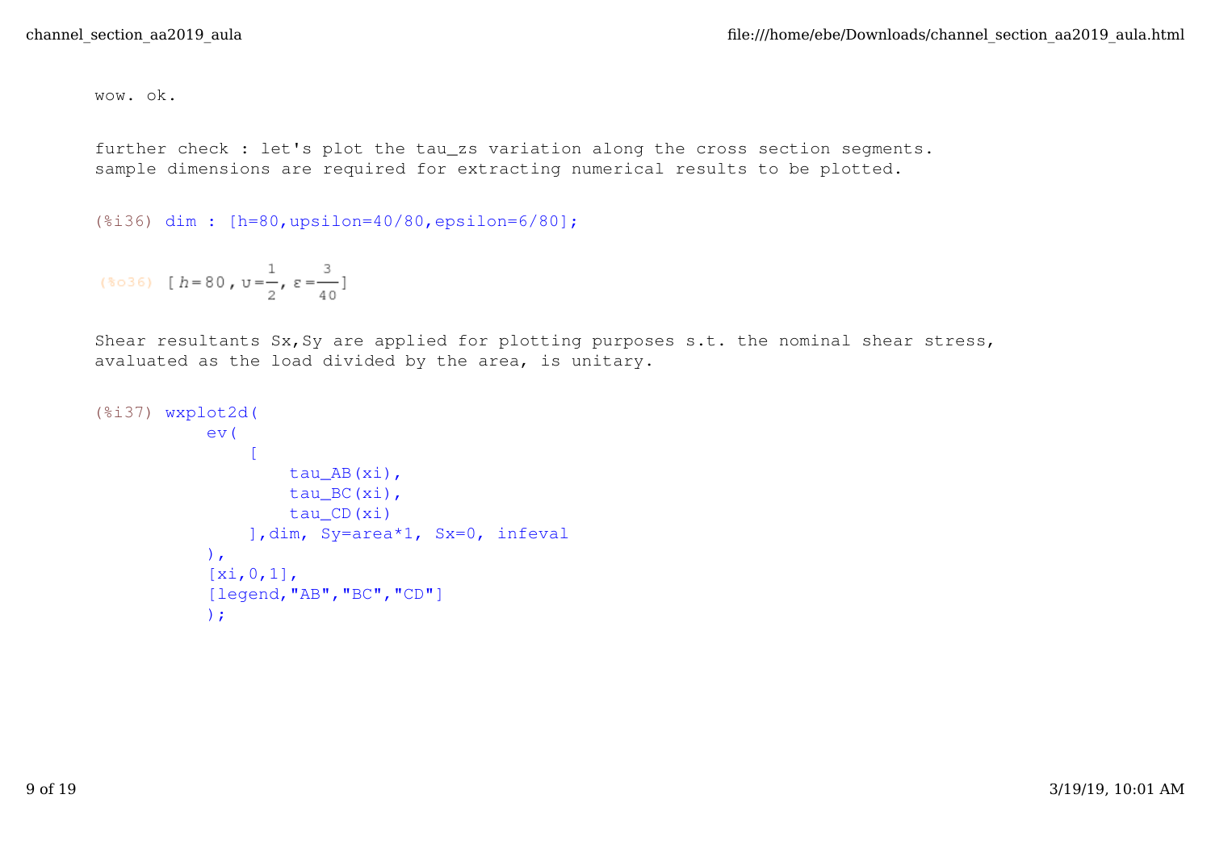wow. ok.

further check : let's plot the tau_zs variation along the cross section segments.
sample dimensions are required for extracting numerical results to be plotted.

```
(%i36) dim : [h=80,upsilon=40/80,epsilon=6/80];
```

(%o36) $[h=80, \upsilon=\frac{1}{2}, \varepsilon=\frac{3}{40}]$

Shear resultants Sx,Sy are applied for plotting purposes s.t. the nominal shear stress,
evaluated as the load divided by the area, is unitary.

```
(%i37) wxplot2d(
          ev(
              [
                  tau_AB(xi),
                  tau_BC(xi),
                  tau_CD(xi)
              ],dim, Sy=area*1, Sx=0, infeval
          ),
          [xi,0,1],
          [legend,"AB","BC","CD"]
          );
```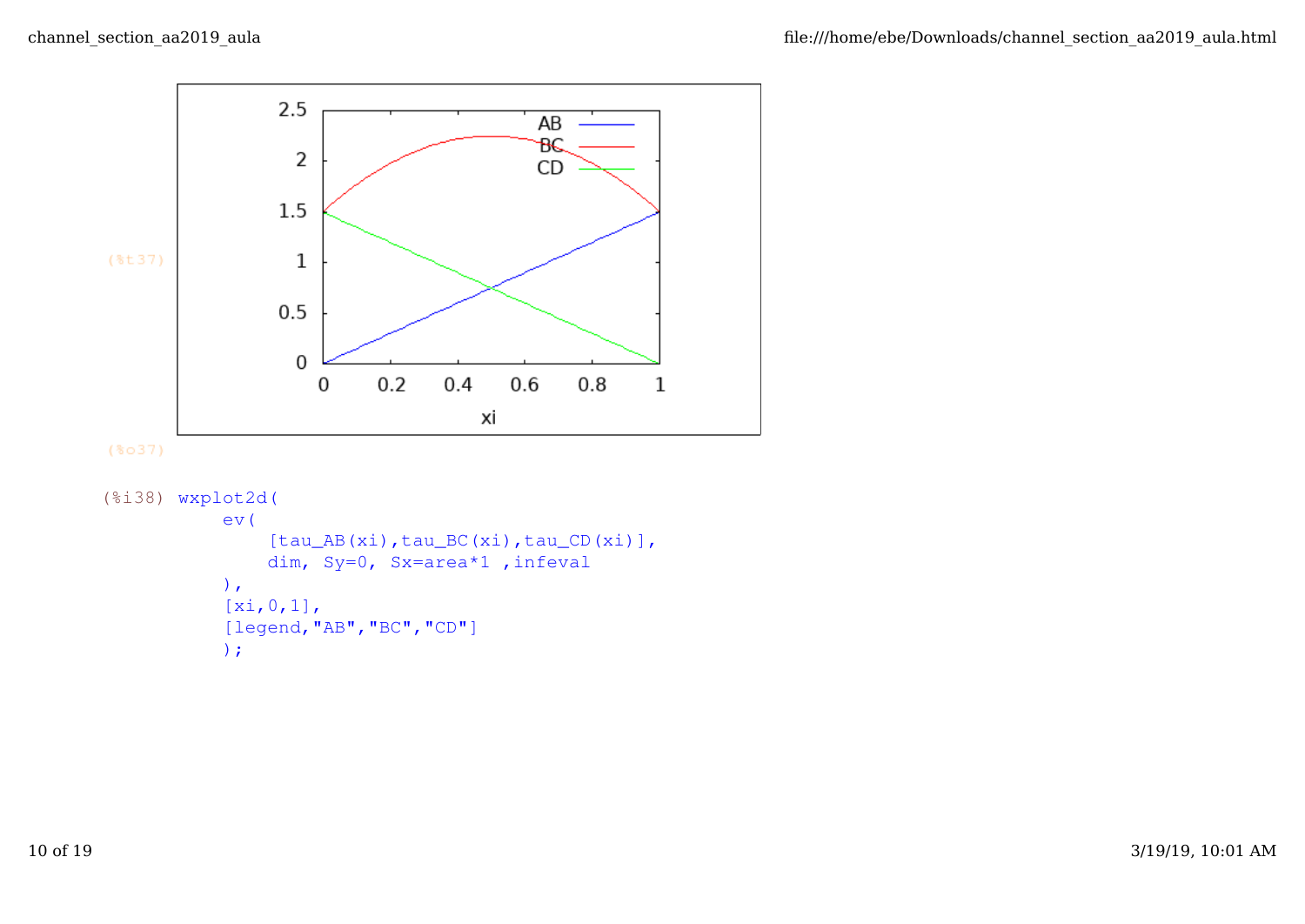(%t37)

(%o37)

```
(%i38) wxplot2d(
    ev(
        [tau_AB(xi),tau_BC(xi),tau_CD(xi)],
        dim, Sy=0, Sx=area*1 ,infeval
    ),
    [xi,0,1],
    [legend,"AB","BC","CD"]
    );
```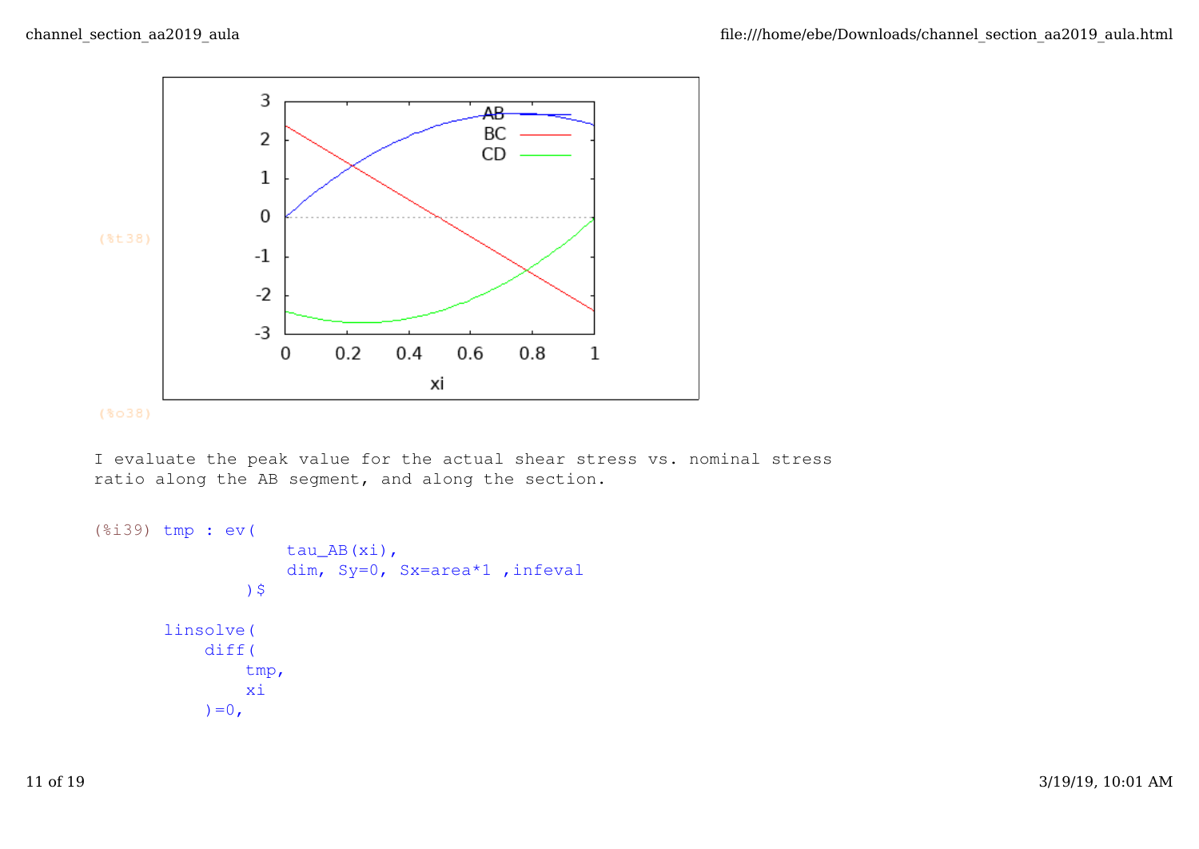(%t38)

(%o38)

I evaluate the peak value for the actual shear stress vs. nominal stress ratio along the AB segment, and along the section.

```
(%i39) tmp : ev(
                  tau_AB(xi),
                  dim, Sy=0, Sx=area*1 ,infeval
              )$

       linsolve(
           diff(
               tmp,
               xi
           )=0,
```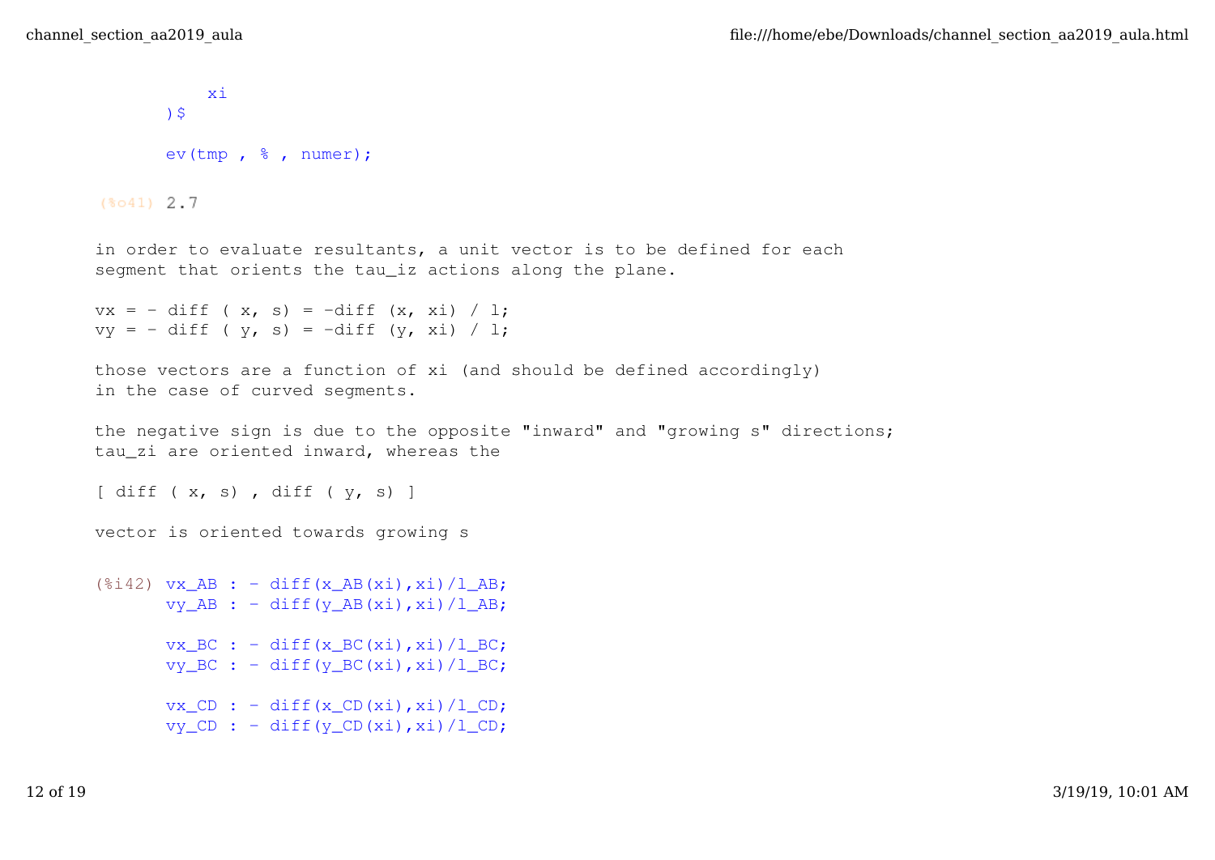```
        xi
    )$

    ev(tmp , % , numer);
```

(%o41) 2.7

```
in order to evaluate resultants, a unit vector is to be defined for each
segment that orients the tau_iz actions along the plane.

vx = - diff ( x, s) = -diff (x, xi) / l;
vy = - diff ( y, s) = -diff (y, xi) / l;

those vectors are a function of xi (and should be defined accordingly)
in the case of curved segments.

the negative sign is due to the opposite "inward" and "growing s" directions;
tau_zi are oriented inward, whereas the

[ diff ( x, s) , diff ( y, s) ]

vector is oriented towards growing s
```

```
(%i42) vx_AB : - diff(x_AB(xi),xi)/l_AB;
       vy_AB : - diff(y_AB(xi),xi)/l_AB;

       vx_BC : - diff(x_BC(xi),xi)/l_BC;
       vy_BC : - diff(y_BC(xi),xi)/l_BC;

       vx_CD : - diff(x_CD(xi),xi)/l_CD;
       vy_CD : - diff(y_CD(xi),xi)/l_CD;
```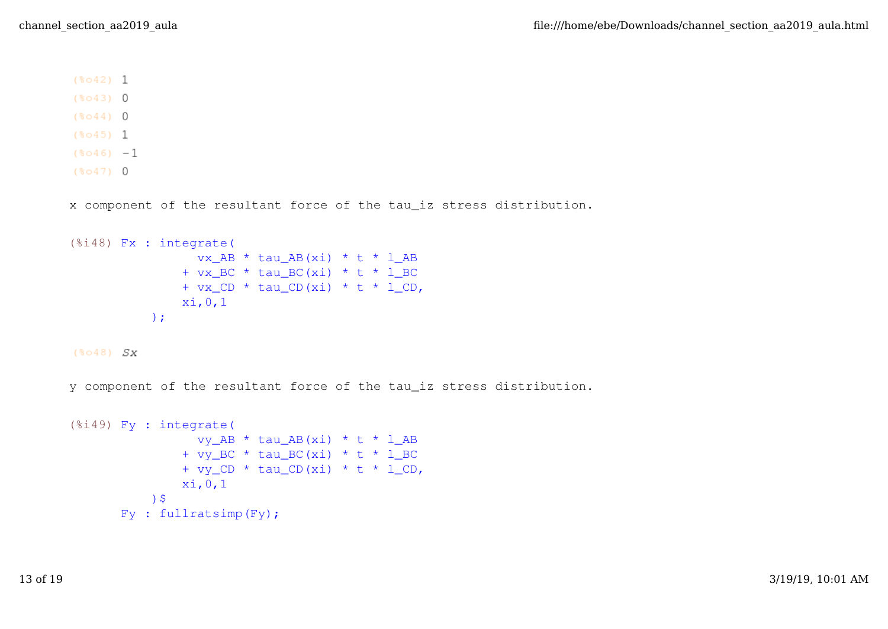```
(%o42) 1
(%o43) 0
(%o44) 0
(%o45) 1
(%o46) -1
(%o47) 0
```

x component of the resultant force of the tau_iz stress distribution.

```
(%i48) Fx : integrate(
                 vx_AB * tau_AB(xi) * t * l_AB
               + vx_BC * tau_BC(xi) * t * l_BC
               + vx_CD * tau_CD(xi) * t * l_CD,
               xi,0,1
           );
```

```
(%o48) Sx
```

y component of the resultant force of the tau_iz stress distribution.

```
(%i49) Fy : integrate(
                 vy_AB * tau_AB(xi) * t * l_AB
               + vy_BC * tau_BC(xi) * t * l_BC
               + vy_CD * tau_CD(xi) * t * l_CD,
               xi,0,1
           )$
       Fy : fullratsimp(Fy);
```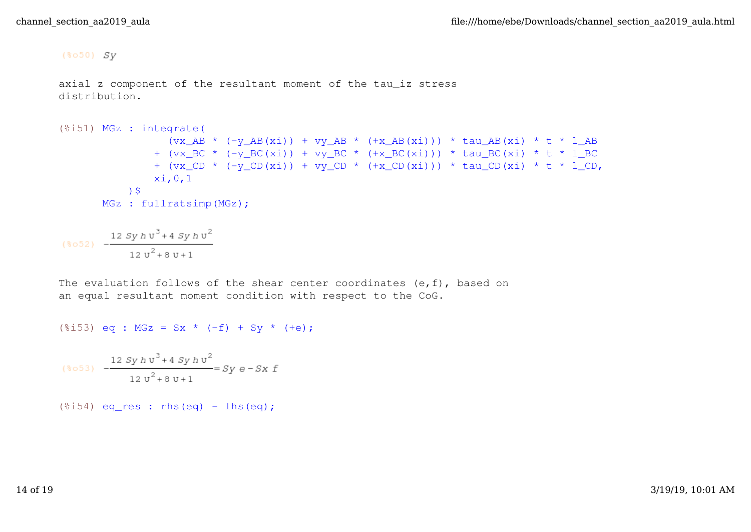(%o50) $Sy$

axial z component of the resultant moment of the tau_iz stress distribution.

```
(%i51) MGz : integrate(
           (vx_AB * (-y_AB(xi)) + vy_AB * (+x_AB(xi))) * tau_AB(xi) * t * l_AB
         + (vx_BC * (-y_BC(xi)) + vy_BC * (+x_BC(xi))) * tau_BC(xi) * t * l_BC
         + (vx_CD * (-y_CD(xi)) + vy_CD * (+x_CD(xi))) * tau_CD(xi) * t * l_CD,
         xi,0,1
       )$
       MGz : fullratsimp(MGz);
```

(%o52) $$-\frac{12\, Sy\, h\, \upsilon^3 + 4\, Sy\, h\, \upsilon^2}{12\, \upsilon^2 + 8\, \upsilon + 1}$$

The evaluation follows of the shear center coordinates (e,f), based on an equal resultant moment condition with respect to the CoG.

```
(%i53) eq : MGz = Sx * (-f) + Sy * (+e);
```

(%o53) $$-\frac{12\, Sy\, h\, \upsilon^3 + 4\, Sy\, h\, \upsilon^2}{12\, \upsilon^2 + 8\, \upsilon + 1} = Sy\, e - Sx\, f$$

```
(%i54) eq_res : rhs(eq) - lhs(eq);
```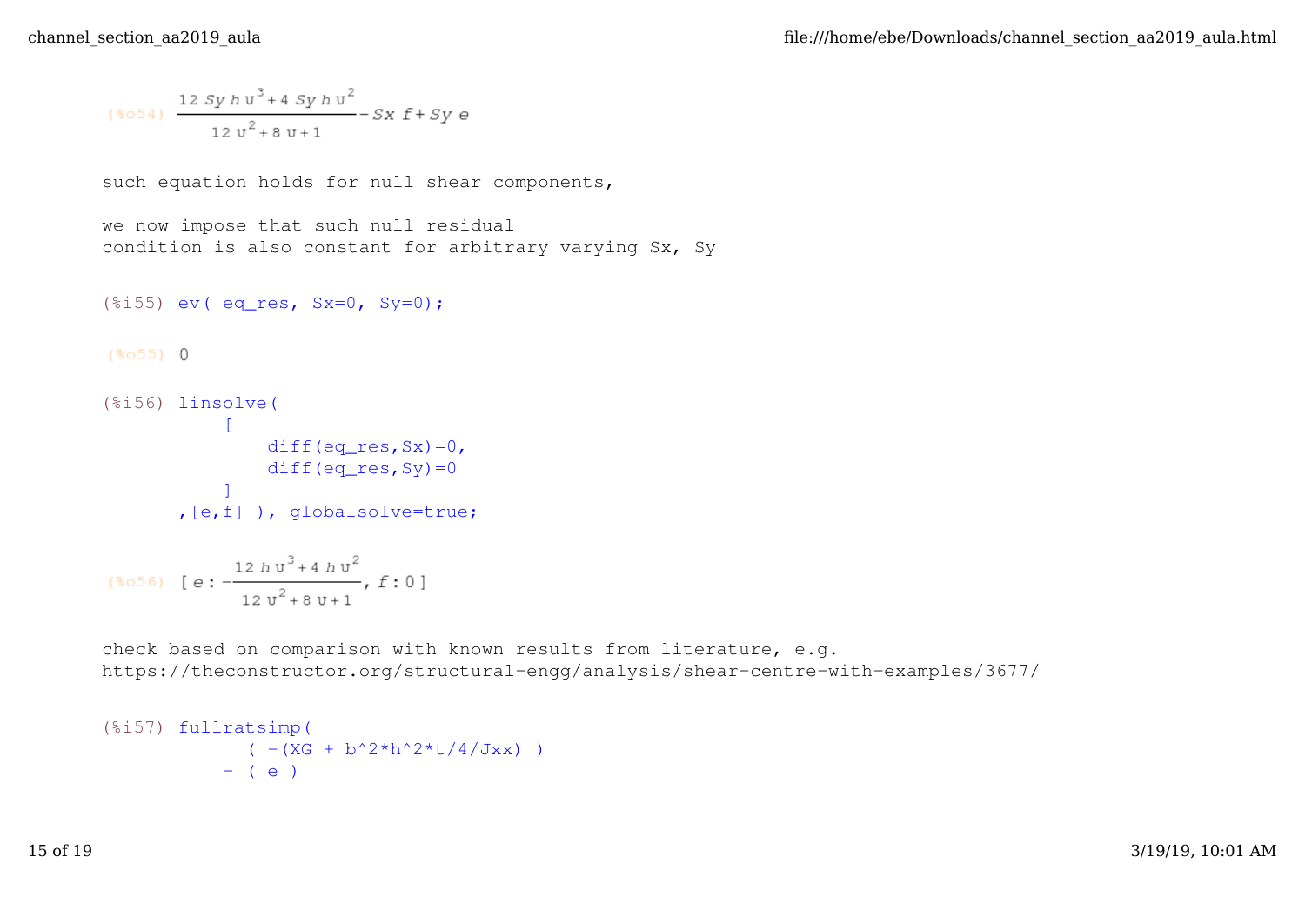(%o54) $$\frac{12\,Sy\,h\,\upsilon^3+4\,Sy\,h\,\upsilon^2}{12\,\upsilon^2+8\,\upsilon+1}-Sx\,f+Sy\,e$$

such equation holds for null shear components,

we now impose that such null residual
condition is also constant for arbitrary varying Sx, Sy

```
(%i55) ev( eq_res, Sx=0, Sy=0);
```

(%o55) 0

```
(%i56) linsolve(
        [
            diff(eq_res,Sx)=0,
            diff(eq_res,Sy)=0
        ]
      ,[e,f] ), globalsolve=true;
```

(%o56) $$[\,e:-\frac{12\,h\,\upsilon^3+4\,h\,\upsilon^2}{12\,\upsilon^2+8\,\upsilon+1},\,f:0\,]$$

check based on comparison with known results from literature, e.g.
https://theconstructor.org/structural-engg/analysis/shear-centre-with-examples/3677/

```
(%i57) fullratsimp(
           ( -(XG + b^2*h^2*t/4/Jxx) )
         - ( e )
```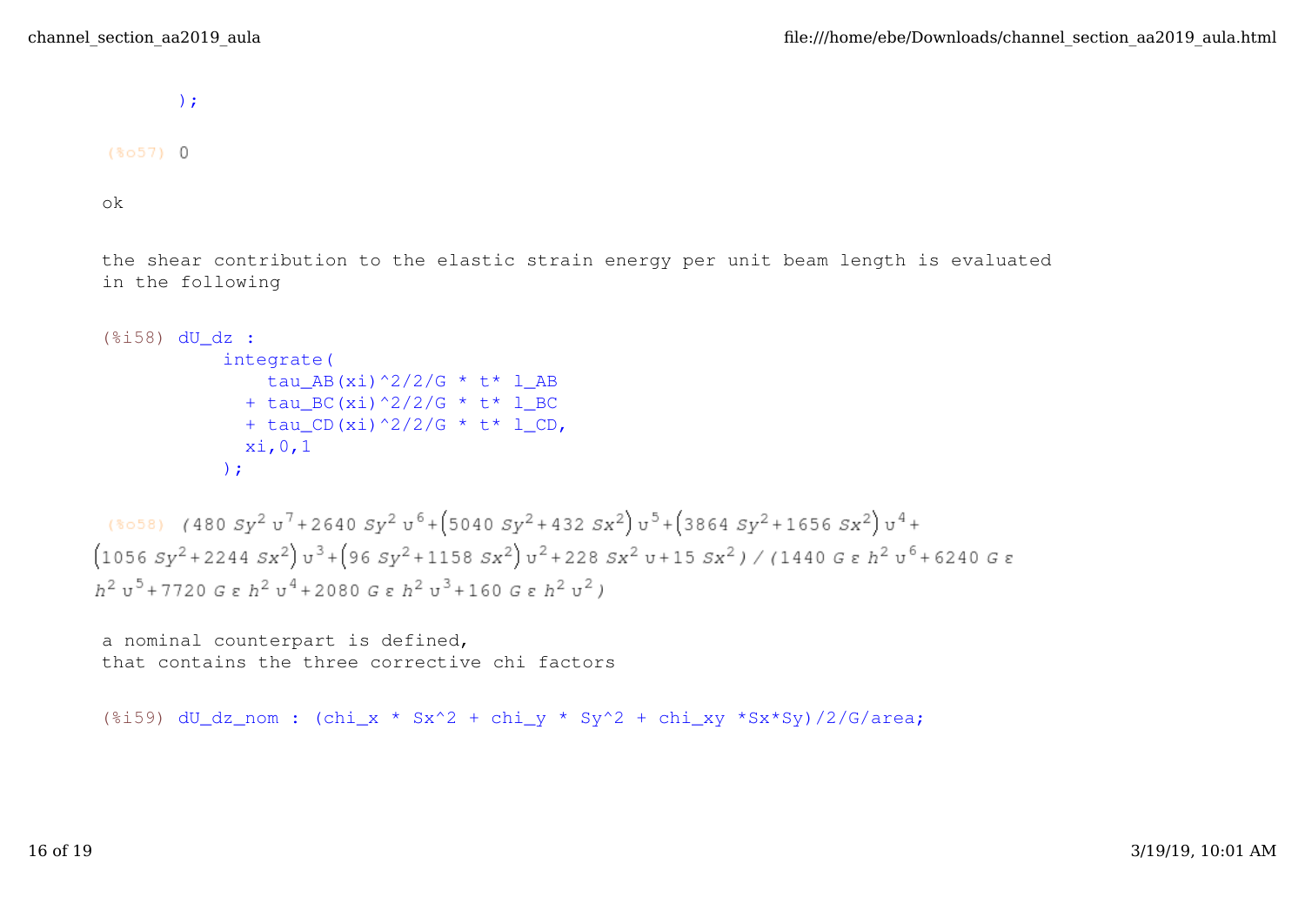```
);
```

(%o57) 0

ok

the shear contribution to the elastic strain energy per unit beam length is evaluated in the following

```
(%i58) dU_dz :
         integrate(
             tau_AB(xi)^2/2/G * t* l_AB
           + tau_BC(xi)^2/2/G * t* l_BC
           + tau_CD(xi)^2/2/G * t* l_CD,
           xi,0,1
         );
```

(%o58) $(480\, Sy^2\, \upsilon^7 + 2640\, Sy^2\, \upsilon^6 + \left(5040\, Sy^2 + 432\, Sx^2\right)\upsilon^5 + \left(3864\, Sy^2 + 1656\, Sx^2\right)\upsilon^4 + \left(1056\, Sy^2 + 2244\, Sx^2\right)\upsilon^3 + \left(96\, Sy^2 + 1158\, Sx^2\right)\upsilon^2 + 228\, Sx^2\, \upsilon + 15\, Sx^2) / (1440\, G\, \varepsilon\, h^2\, \upsilon^6 + 6240\, G\, \varepsilon\, h^2\, \upsilon^5 + 7720\, G\, \varepsilon\, h^2\, \upsilon^4 + 2080\, G\, \varepsilon\, h^2\, \upsilon^3 + 160\, G\, \varepsilon\, h^2\, \upsilon^2)$

a nominal counterpart is defined,
that contains the three corrective chi factors

```
(%i59) dU_dz_nom : (chi_x * Sx^2 + chi_y * Sy^2 + chi_xy *Sx*Sy)/2/G/area;
```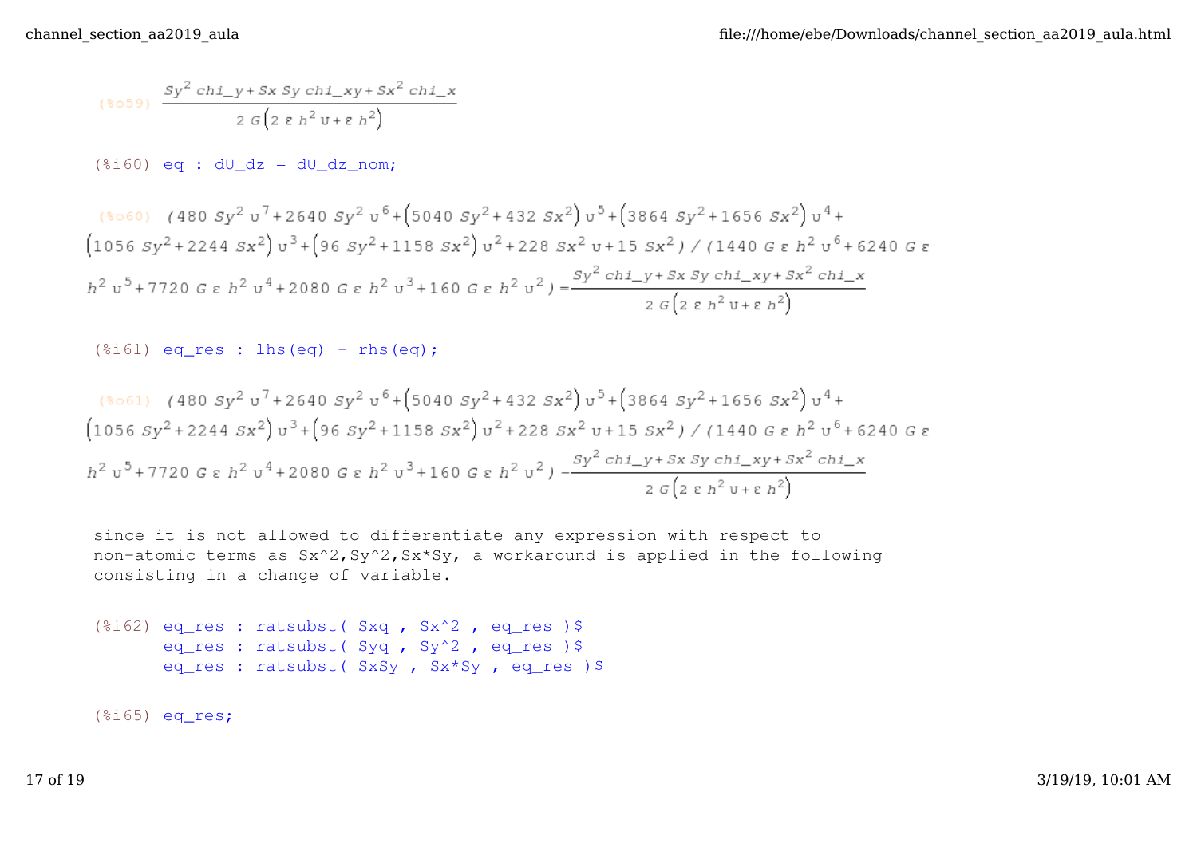$$\frac{Sy^2\ chi\_y + Sx\ Sy\ chi\_xy + Sx^2\ chi\_x}{2\ G\left(2\ \varepsilon\ h^2\ \upsilon + \varepsilon\ h^2\right)} \quad \text{(\%o59)}$$

```
(%i60) eq : dU_dz = dU_dz_nom;
```

$$\text{(\%o60)}\quad (480\ Sy^2\ \upsilon^7 + 2640\ Sy^2\ \upsilon^6 + \left(5040\ Sy^2 + 432\ Sx^2\right)\upsilon^5 + \left(3864\ Sy^2 + 1656\ Sx^2\right)\upsilon^4 + \left(1056\ Sy^2 + 2244\ Sx^2\right)\upsilon^3 + \left(96\ Sy^2 + 1158\ Sx^2\right)\upsilon^2 + 228\ Sx^2\ \upsilon + 15\ Sx^2)\,/\,(1440\ G\ \varepsilon\ h^2\ \upsilon^6 + 6240\ G\ \varepsilon\ h^2\ \upsilon^5 + 7720\ G\ \varepsilon\ h^2\ \upsilon^4 + 2080\ G\ \varepsilon\ h^2\ \upsilon^3 + 160\ G\ \varepsilon\ h^2\ \upsilon^2) = \frac{Sy^2\ chi\_y + Sx\ Sy\ chi\_xy + Sx^2\ chi\_x}{2\ G\left(2\ \varepsilon\ h^2\ \upsilon + \varepsilon\ h^2\right)}$$

```
(%i61) eq_res : lhs(eq) - rhs(eq);
```

$$\text{(\%o61)}\quad (480\ Sy^2\ \upsilon^7 + 2640\ Sy^2\ \upsilon^6 + \left(5040\ Sy^2 + 432\ Sx^2\right)\upsilon^5 + \left(3864\ Sy^2 + 1656\ Sx^2\right)\upsilon^4 + \left(1056\ Sy^2 + 2244\ Sx^2\right)\upsilon^3 + \left(96\ Sy^2 + 1158\ Sx^2\right)\upsilon^2 + 228\ Sx^2\ \upsilon + 15\ Sx^2)\,/\,(1440\ G\ \varepsilon\ h^2\ \upsilon^6 + 6240\ G\ \varepsilon\ h^2\ \upsilon^5 + 7720\ G\ \varepsilon\ h^2\ \upsilon^4 + 2080\ G\ \varepsilon\ h^2\ \upsilon^3 + 160\ G\ \varepsilon\ h^2\ \upsilon^2) - \frac{Sy^2\ chi\_y + Sx\ Sy\ chi\_xy + Sx^2\ chi\_x}{2\ G\left(2\ \varepsilon\ h^2\ \upsilon + \varepsilon\ h^2\right)}$$

since it is not allowed to differentiate any expression with respect to non-atomic terms as Sx^2,Sy^2,Sx*Sy, a workaround is applied in the following consisting in a change of variable.

```
(%i62) eq_res : ratsubst( Sxq , Sx^2 , eq_res )$
       eq_res : ratsubst( Syq , Sy^2 , eq_res )$
       eq_res : ratsubst( SxSy , Sx*Sy , eq_res )$
```

```
(%i65) eq_res;
```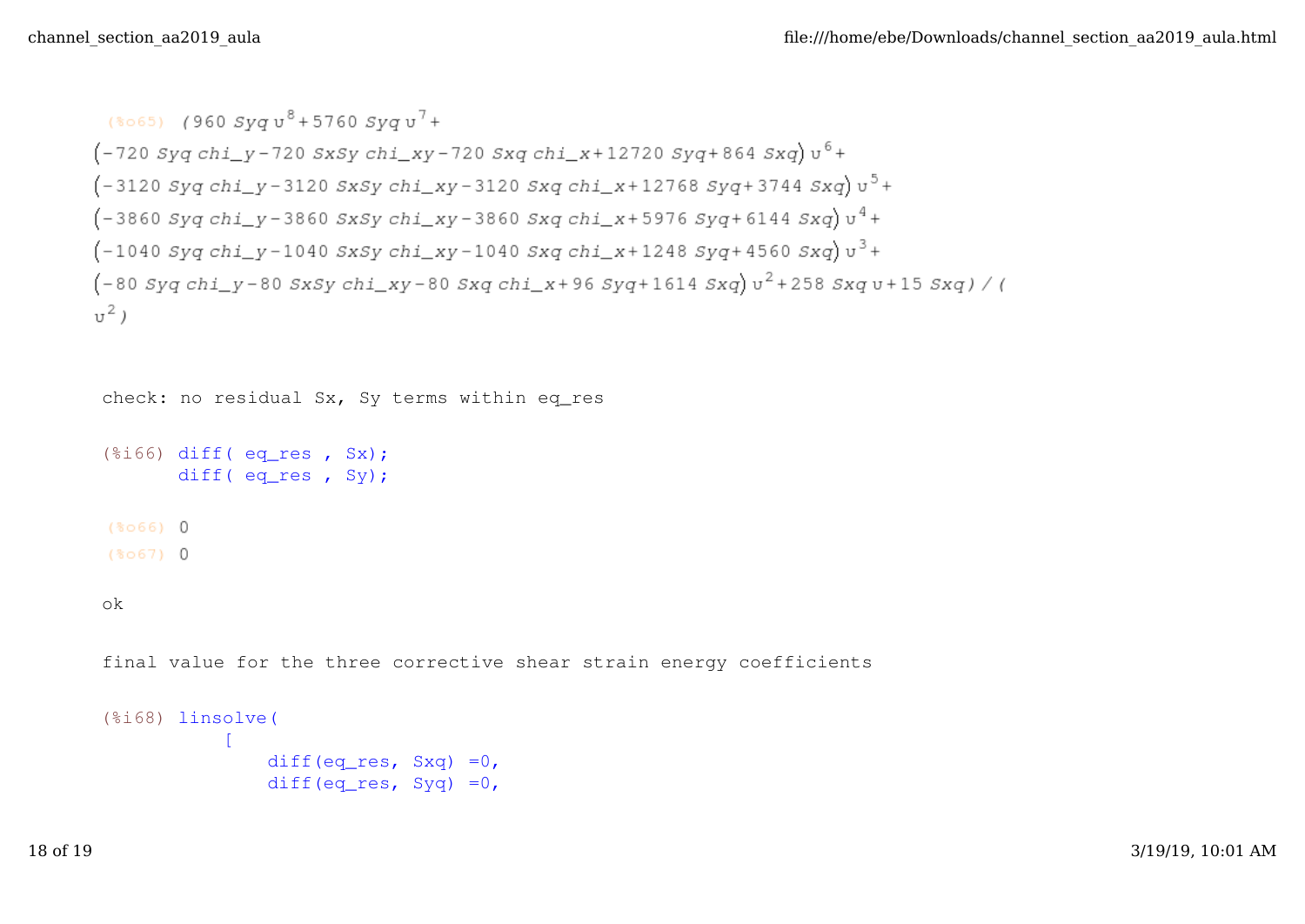(%o65) $(960\,Syq\,\upsilon^8+5760\,Syq\,\upsilon^7+$
$(-720\,Syq\,chi\_y-720\,SxSy\,chi\_xy-720\,Sxq\,chi\_x+12720\,Syq+864\,Sxq)\,\upsilon^6+$
$(-3120\,Syq\,chi\_y-3120\,SxSy\,chi\_xy-3120\,Sxq\,chi\_x+12768\,Syq+3744\,Sxq)\,\upsilon^5+$
$(-3860\,Syq\,chi\_y-3860\,SxSy\,chi\_xy-3860\,Sxq\,chi\_x+5976\,Syq+6144\,Sxq)\,\upsilon^4+$
$(-1040\,Syq\,chi\_y-1040\,SxSy\,chi\_xy-1040\,Sxq\,chi\_x+1248\,Syq+4560\,Sxq)\,\upsilon^3+$
$(-80\,Syq\,chi\_y-80\,SxSy\,chi\_xy-80\,Sxq\,chi\_x+96\,Syq+1614\,Sxq)\,\upsilon^2+258\,Sxq\,\upsilon+15\,Sxq)\,/\,($
$\upsilon^2)$

```
check: no residual Sx, Sy terms within eq_res
```

```
(%i66) diff( eq_res , Sx);
       diff( eq_res , Sy);
```

(%o66) 0
(%o67) 0

```
ok
```

```
final value for the three corrective shear strain energy coefficients
```

```
(%i68) linsolve(
           [
               diff(eq_res, Sxq) =0,
               diff(eq_res, Syq) =0,
```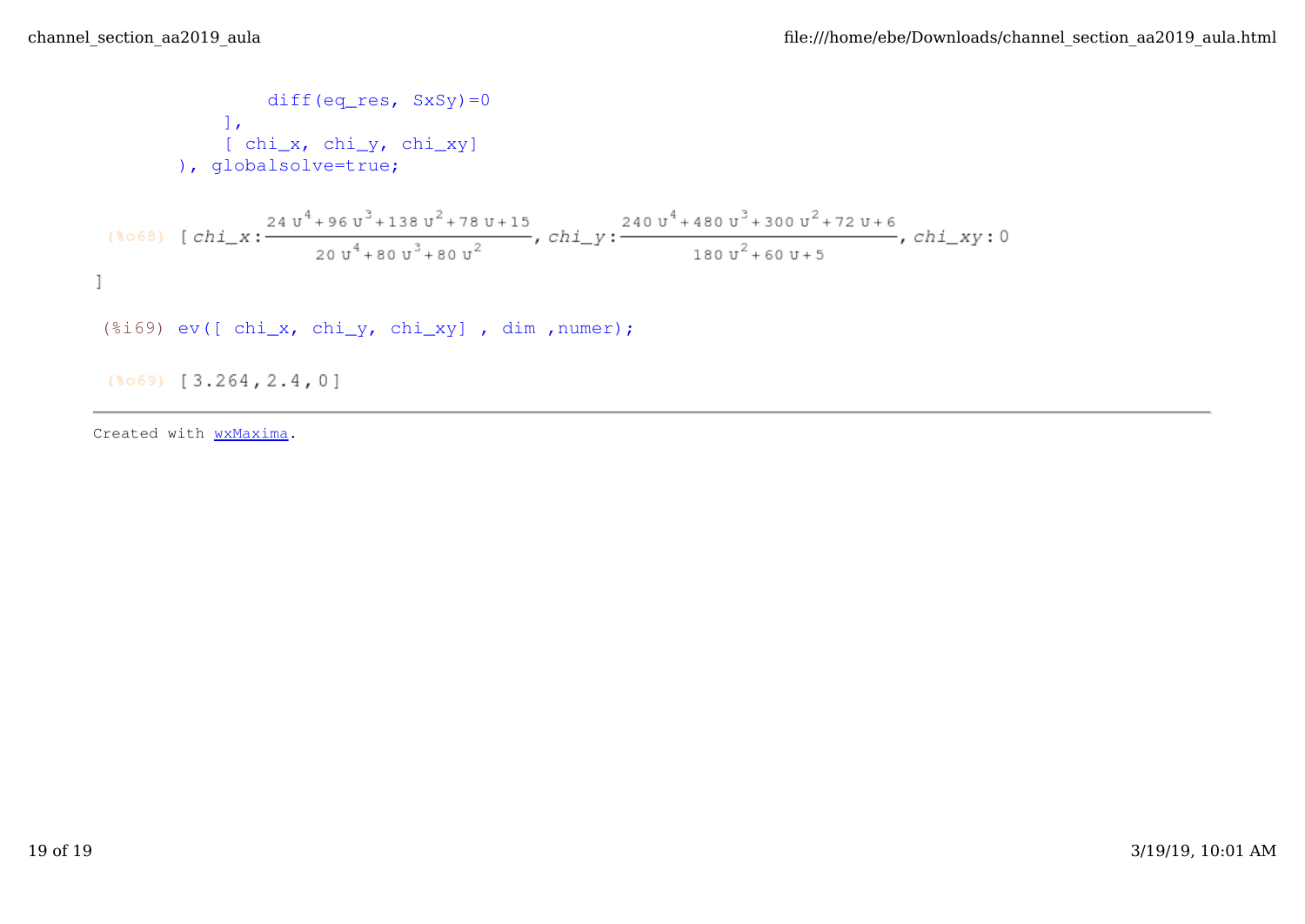```
            diff(eq_res, SxSy)=0
        ],
        [ chi_x, chi_y, chi_xy]
    ), globalsolve=true;
```

(%o68) $\left[ chi\_x : \frac{24\,\upsilon^4 + 96\,\upsilon^3 + 138\,\upsilon^2 + 78\,\upsilon + 15}{20\,\upsilon^4 + 80\,\upsilon^3 + 80\,\upsilon^2},\ chi\_y : \frac{240\,\upsilon^4 + 480\,\upsilon^3 + 300\,\upsilon^2 + 72\,\upsilon + 6}{180\,\upsilon^2 + 60\,\upsilon + 5},\ chi\_xy : 0 \right]$

```
(%i69) ev([ chi_x, chi_y, chi_xy] , dim ,numer);
```

(%o69) [3.264, 2.4, 0]

---

Created with wxMaxima.